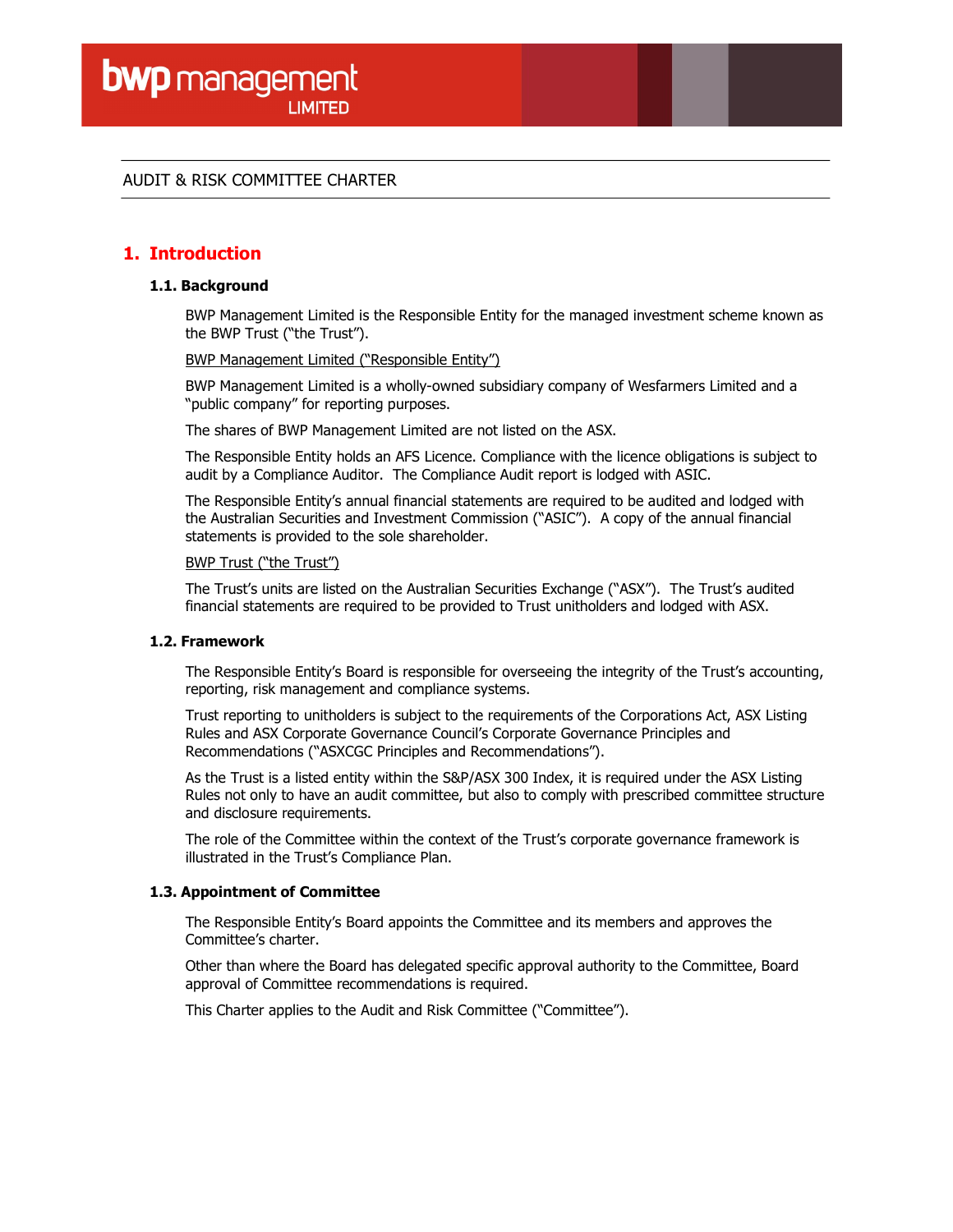# AUDIT & RISK COMMITTEE CHARTER

## 1. Introduction

### 1.1. Background

BWP Management Limited is the Responsible Entity for the managed investment scheme known as the BWP Trust ("the Trust").

<u>BWP Management Limited ("Responsible Entity")</u>

BWP Management Limited is a wholly-owned subsidiary company of Wesfarmers Limited and a "public company" for reporting purposes.

The shares of BWP Management Limited are not listed on the ASX.

The Responsible Entity holds an AFS Licence. Compliance with the licence obligations is subject to audit by a Compliance Auditor. The Compliance Audit report is lodged with ASIC.

The Responsible Entity's annual financial statements are required to be audited and lodged with the Australian Securities and Investment Commission ("ASIC"). A copy of the annual financial statements is provided to the sole shareholder.

<u>BWP Trust ("the Trust")</u>

The Trust's units are listed on the Australian Securities Exchange ("ASX"). The Trust's audited financial statements are required to be provided to Trust unitholders and lodged with ASX.

### 1.2. Framework

The Responsible Entity's Board is responsible for overseeing the integrity of the Trust's accounting, reporting, risk management and compliance systems.

Trust reporting to unitholders is subject to the requirements of the Corporations Act, ASX Listing Rules and ASX Corporate Governance Council's Corporate Governance Principles and Recommendations ("ASXCGC Principles and Recommendations").

As the Trust is a listed entity within the S&P/ASX 300 Index, it is required under the ASX Listing Rules not only to have an audit committee, but also to comply with prescribed committee structure and disclosure requirements.

The role of the Committee within the context of the Trust's corporate governance framework is illustrated in the Trust's Compliance Plan.

### 1.3. Appointment of Committee

The Responsible Entity's Board appoints the Committee and its members and approves the Committee's charter.

Other than where the Board has delegated specific approval authority to the Committee, Board approval of Committee recommendations is required.

This Charter applies to the Audit and Risk Committee ("Committee").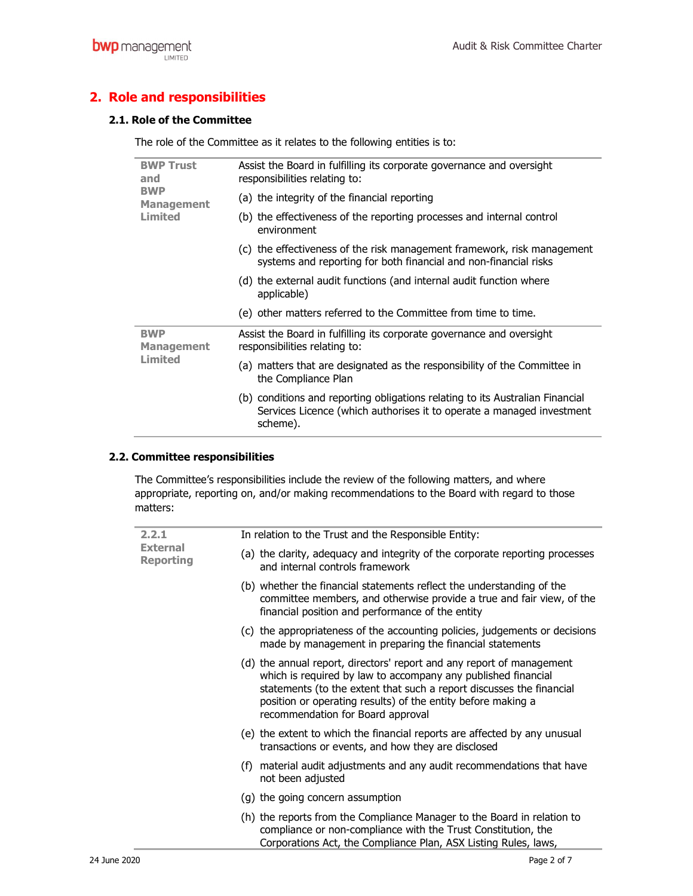## 2. Role and responsibilities

### 2.1. Role of the Committee

The role of the Committee as it relates to the following entities is to:

| | |
|---|---|
| **BWP Trust and BWP Management Limited** | Assist the Board in fulfilling its corporate governance and oversight responsibilities relating to:<br>(a) the integrity of the financial reporting<br>(b) the effectiveness of the reporting processes and internal control environment<br>(c) the effectiveness of the risk management framework, risk management systems and reporting for both financial and non-financial risks<br>(d) the external audit functions (and internal audit function where applicable)<br>(e) other matters referred to the Committee from time to time. |
| **BWP Management Limited** | Assist the Board in fulfilling its corporate governance and oversight responsibilities relating to:<br>(a) matters that are designated as the responsibility of the Committee in the Compliance Plan<br>(b) conditions and reporting obligations relating to its Australian Financial Services Licence (which authorises it to operate a managed investment scheme). |

### 2.2. Committee responsibilities

The Committee's responsibilities include the review of the following matters, and where appropriate, reporting on, and/or making recommendations to the Board with regard to those matters:

| | |
|---|---|
| **2.2.1 External Reporting** | In relation to the Trust and the Responsible Entity:<br>(a) the clarity, adequacy and integrity of the corporate reporting processes and internal controls framework<br>(b) whether the financial statements reflect the understanding of the committee members, and otherwise provide a true and fair view, of the financial position and performance of the entity<br>(c) the appropriateness of the accounting policies, judgements or decisions made by management in preparing the financial statements<br>(d) the annual report, directors' report and any report of management which is required by law to accompany any published financial statements (to the extent that such a report discusses the financial position or operating results) of the entity before making a recommendation for Board approval<br>(e) the extent to which the financial reports are affected by any unusual transactions or events, and how they are disclosed<br>(f) material audit adjustments and any audit recommendations that have not been adjusted<br>(g) the going concern assumption<br>(h) the reports from the Compliance Manager to the Board in relation to compliance or non-compliance with the Trust Constitution, the Corporations Act, the Compliance Plan, ASX Listing Rules, laws, |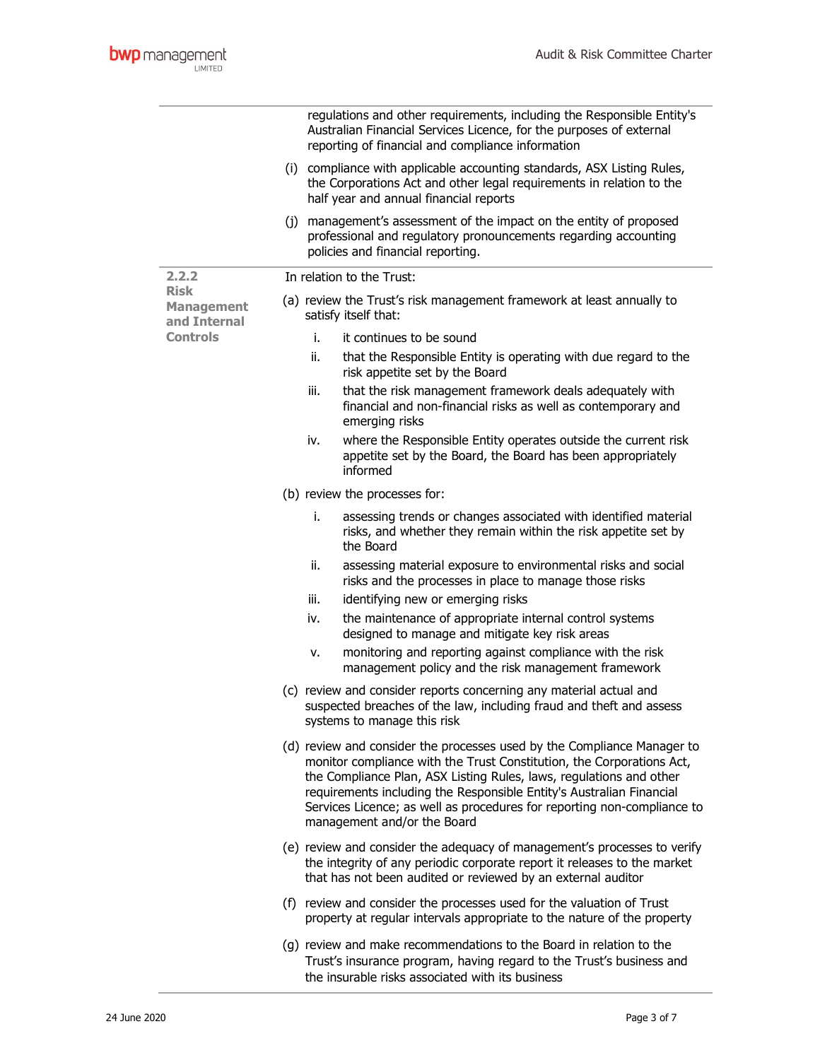regulations and other requirements, including the Responsible Entity's Australian Financial Services Licence, for the purposes of external reporting of financial and compliance information

(i) compliance with applicable accounting standards, ASX Listing Rules, the Corporations Act and other legal requirements in relation to the half year and annual financial reports

(j) management's assessment of the impact on the entity of proposed professional and regulatory pronouncements regarding accounting policies and financial reporting.

### 2.2.2 Risk Management and Internal Controls

In relation to the Trust:

(a) review the Trust's risk management framework at least annually to satisfy itself that:

   i. it continues to be sound

   ii. that the Responsible Entity is operating with due regard to the risk appetite set by the Board

   iii. that the risk management framework deals adequately with financial and non-financial risks as well as contemporary and emerging risks

   iv. where the Responsible Entity operates outside the current risk appetite set by the Board, the Board has been appropriately informed

(b) review the processes for:

   i. assessing trends or changes associated with identified material risks, and whether they remain within the risk appetite set by the Board

   ii. assessing material exposure to environmental risks and social risks and the processes in place to manage those risks

   iii. identifying new or emerging risks

   iv. the maintenance of appropriate internal control systems designed to manage and mitigate key risk areas

   v. monitoring and reporting against compliance with the risk management policy and the risk management framework

(c) review and consider reports concerning any material actual and suspected breaches of the law, including fraud and theft and assess systems to manage this risk

(d) review and consider the processes used by the Compliance Manager to monitor compliance with the Trust Constitution, the Corporations Act, the Compliance Plan, ASX Listing Rules, laws, regulations and other requirements including the Responsible Entity's Australian Financial Services Licence; as well as procedures for reporting non-compliance to management and/or the Board

(e) review and consider the adequacy of management's processes to verify the integrity of any periodic corporate report it releases to the market that has not been audited or reviewed by an external auditor

(f) review and consider the processes used for the valuation of Trust property at regular intervals appropriate to the nature of the property

(g) review and make recommendations to the Board in relation to the Trust's insurance program, having regard to the Trust's business and the insurable risks associated with its business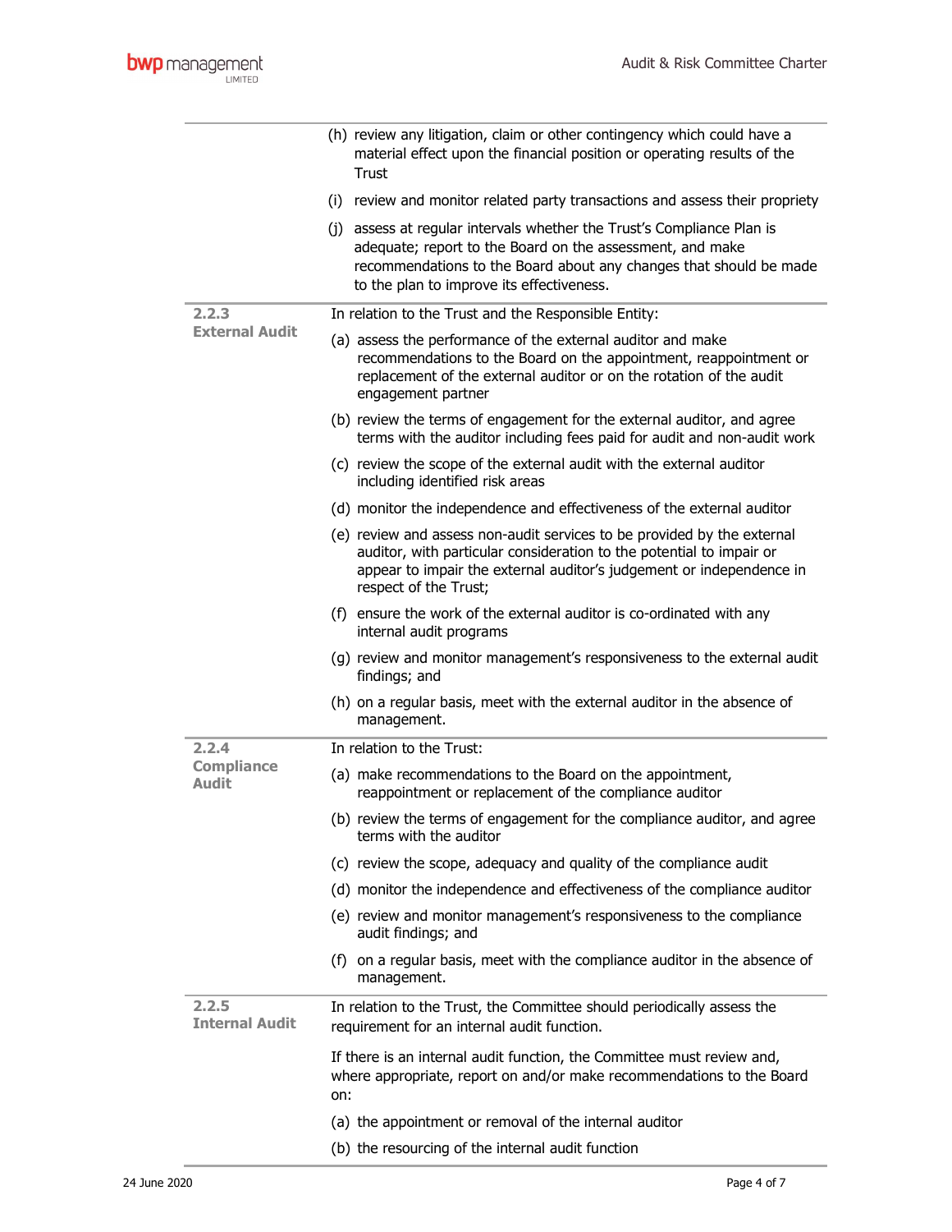(h) review any litigation, claim or other contingency which could have a material effect upon the financial position or operating results of the Trust

(i) review and monitor related party transactions and assess their propriety

(j) assess at regular intervals whether the Trust's Compliance Plan is adequate; report to the Board on the assessment, and make recommendations to the Board about any changes that should be made to the plan to improve its effectiveness.

### 2.2.3 External Audit

In relation to the Trust and the Responsible Entity:

(a) assess the performance of the external auditor and make recommendations to the Board on the appointment, reappointment or replacement of the external auditor or on the rotation of the audit engagement partner

(b) review the terms of engagement for the external auditor, and agree terms with the auditor including fees paid for audit and non-audit work

(c) review the scope of the external audit with the external auditor including identified risk areas

(d) monitor the independence and effectiveness of the external auditor

(e) review and assess non-audit services to be provided by the external auditor, with particular consideration to the potential to impair or appear to impair the external auditor's judgement or independence in respect of the Trust;

(f) ensure the work of the external auditor is co-ordinated with any internal audit programs

(g) review and monitor management's responsiveness to the external audit findings; and

(h) on a regular basis, meet with the external auditor in the absence of management.

### 2.2.4 Compliance Audit

In relation to the Trust:

(a) make recommendations to the Board on the appointment, reappointment or replacement of the compliance auditor

(b) review the terms of engagement for the compliance auditor, and agree terms with the auditor

(c) review the scope, adequacy and quality of the compliance audit

(d) monitor the independence and effectiveness of the compliance auditor

(e) review and monitor management's responsiveness to the compliance audit findings; and

(f) on a regular basis, meet with the compliance auditor in the absence of management.

### 2.2.5 Internal Audit

In relation to the Trust, the Committee should periodically assess the requirement for an internal audit function.

If there is an internal audit function, the Committee must review and, where appropriate, report on and/or make recommendations to the Board on:

(a) the appointment or removal of the internal auditor

(b) the resourcing of the internal audit function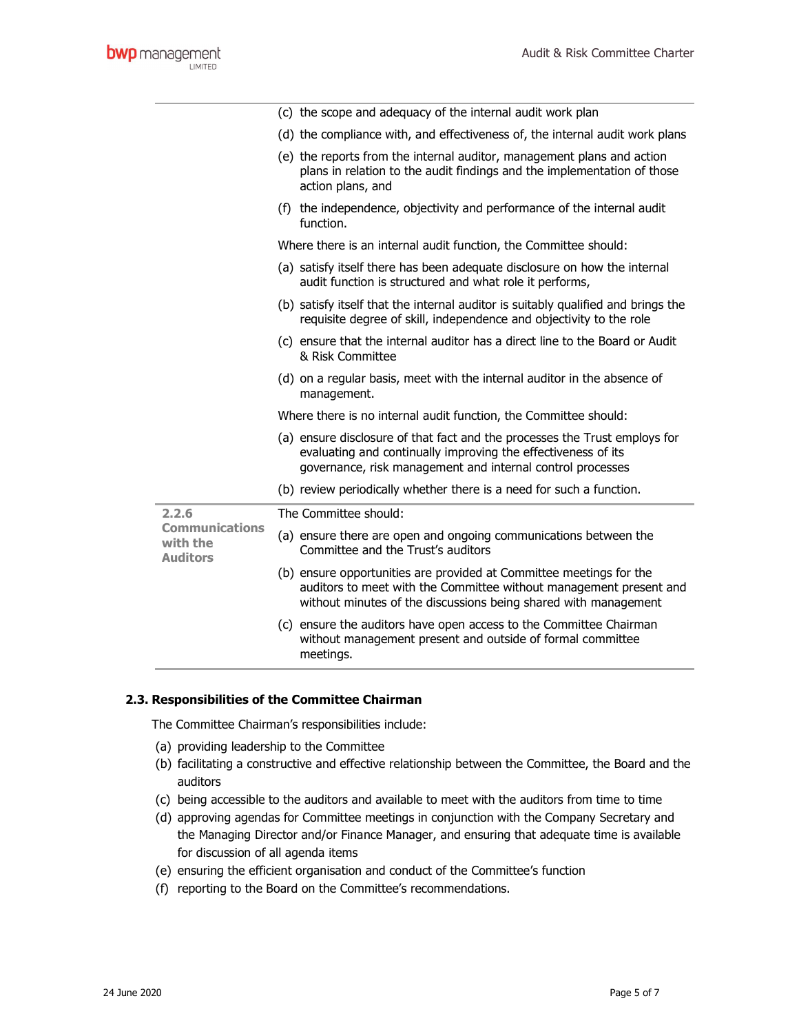| | |
|---|---|
| | (c) the scope and adequacy of the internal audit work plan<br>(d) the compliance with, and effectiveness of, the internal audit work plans<br>(e) the reports from the internal auditor, management plans and action plans in relation to the audit findings and the implementation of those action plans, and<br>(f) the independence, objectivity and performance of the internal audit function.<br><br>Where there is an internal audit function, the Committee should:<br>(a) satisfy itself there has been adequate disclosure on how the internal audit function is structured and what role it performs,<br>(b) satisfy itself that the internal auditor is suitably qualified and brings the requisite degree of skill, independence and objectivity to the role<br>(c) ensure that the internal auditor has a direct line to the Board or Audit & Risk Committee<br>(d) on a regular basis, meet with the internal auditor in the absence of management.<br><br>Where there is no internal audit function, the Committee should:<br>(a) ensure disclosure of that fact and the processes the Trust employs for evaluating and continually improving the effectiveness of its governance, risk management and internal control processes<br>(b) review periodically whether there is a need for such a function. |
| **2.2.6 Communications with the Auditors** | The Committee should:<br>(a) ensure there are open and ongoing communications between the Committee and the Trust's auditors<br>(b) ensure opportunities are provided at Committee meetings for the auditors to meet with the Committee without management present and without minutes of the discussions being shared with management<br>(c) ensure the auditors have open access to the Committee Chairman without management present and outside of formal committee meetings. |

### 2.3. Responsibilities of the Committee Chairman

The Committee Chairman's responsibilities include:

(a) providing leadership to the Committee
(b) facilitating a constructive and effective relationship between the Committee, the Board and the auditors
(c) being accessible to the auditors and available to meet with the auditors from time to time
(d) approving agendas for Committee meetings in conjunction with the Company Secretary and the Managing Director and/or Finance Manager, and ensuring that adequate time is available for discussion of all agenda items
(e) ensuring the efficient organisation and conduct of the Committee's function
(f) reporting to the Board on the Committee's recommendations.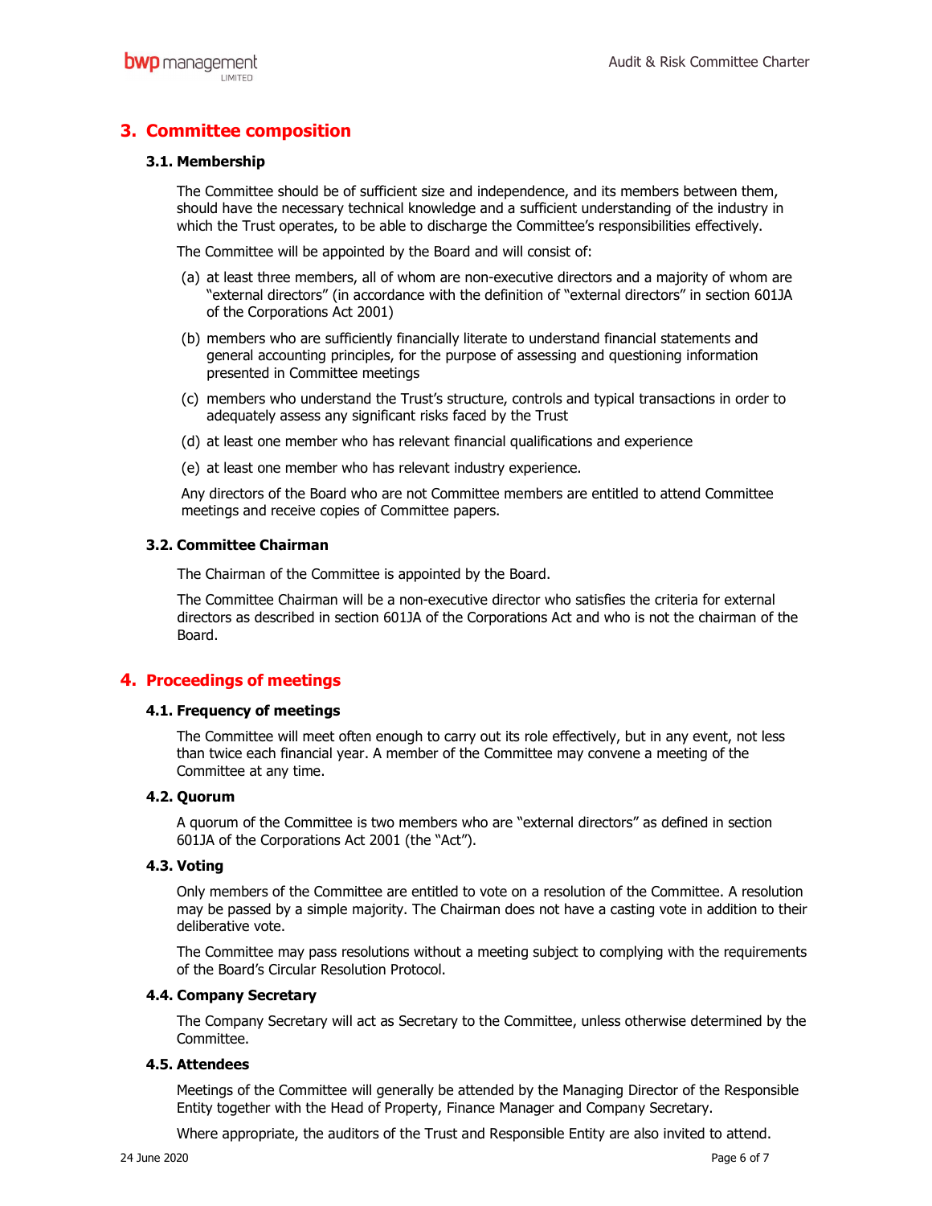## 3. Committee composition

### 3.1. Membership

The Committee should be of sufficient size and independence, and its members between them, should have the necessary technical knowledge and a sufficient understanding of the industry in which the Trust operates, to be able to discharge the Committee's responsibilities effectively.

The Committee will be appointed by the Board and will consist of:

(a) at least three members, all of whom are non-executive directors and a majority of whom are "external directors" (in accordance with the definition of "external directors" in section 601JA of the Corporations Act 2001)

(b) members who are sufficiently financially literate to understand financial statements and general accounting principles, for the purpose of assessing and questioning information presented in Committee meetings

(c) members who understand the Trust's structure, controls and typical transactions in order to adequately assess any significant risks faced by the Trust

(d) at least one member who has relevant financial qualifications and experience

(e) at least one member who has relevant industry experience.

Any directors of the Board who are not Committee members are entitled to attend Committee meetings and receive copies of Committee papers.

### 3.2. Committee Chairman

The Chairman of the Committee is appointed by the Board.

The Committee Chairman will be a non-executive director who satisfies the criteria for external directors as described in section 601JA of the Corporations Act and who is not the chairman of the Board.

## 4. Proceedings of meetings

### 4.1. Frequency of meetings

The Committee will meet often enough to carry out its role effectively, but in any event, not less than twice each financial year. A member of the Committee may convene a meeting of the Committee at any time.

### 4.2. Quorum

A quorum of the Committee is two members who are "external directors" as defined in section 601JA of the Corporations Act 2001 (the "Act").

### 4.3. Voting

Only members of the Committee are entitled to vote on a resolution of the Committee. A resolution may be passed by a simple majority. The Chairman does not have a casting vote in addition to their deliberative vote.

The Committee may pass resolutions without a meeting subject to complying with the requirements of the Board's Circular Resolution Protocol.

### 4.4. Company Secretary

The Company Secretary will act as Secretary to the Committee, unless otherwise determined by the Committee.

### 4.5. Attendees

Meetings of the Committee will generally be attended by the Managing Director of the Responsible Entity together with the Head of Property, Finance Manager and Company Secretary.

Where appropriate, the auditors of the Trust and Responsible Entity are also invited to attend.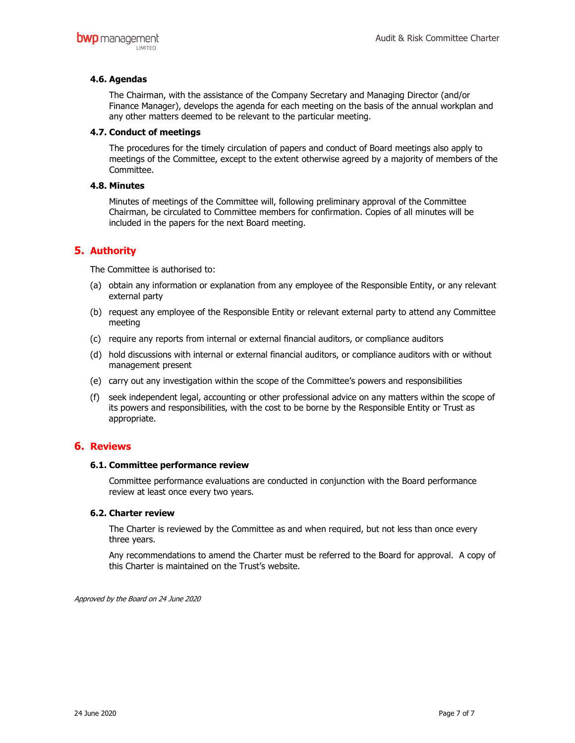### 4.6. Agendas

The Chairman, with the assistance of the Company Secretary and Managing Director (and/or Finance Manager), develops the agenda for each meeting on the basis of the annual workplan and any other matters deemed to be relevant to the particular meeting.

### 4.7. Conduct of meetings

The procedures for the timely circulation of papers and conduct of Board meetings also apply to meetings of the Committee, except to the extent otherwise agreed by a majority of members of the Committee.

### 4.8. Minutes

Minutes of meetings of the Committee will, following preliminary approval of the Committee Chairman, be circulated to Committee members for confirmation. Copies of all minutes will be included in the papers for the next Board meeting.

## 5. Authority

The Committee is authorised to:

(a) obtain any information or explanation from any employee of the Responsible Entity, or any relevant external party

(b) request any employee of the Responsible Entity or relevant external party to attend any Committee meeting

(c) require any reports from internal or external financial auditors, or compliance auditors

(d) hold discussions with internal or external financial auditors, or compliance auditors with or without management present

(e) carry out any investigation within the scope of the Committee's powers and responsibilities

(f) seek independent legal, accounting or other professional advice on any matters within the scope of its powers and responsibilities, with the cost to be borne by the Responsible Entity or Trust as appropriate.

## 6. Reviews

### 6.1. Committee performance review

Committee performance evaluations are conducted in conjunction with the Board performance review at least once every two years.

### 6.2. Charter review

The Charter is reviewed by the Committee as and when required, but not less than once every three years.

Any recommendations to amend the Charter must be referred to the Board for approval. A copy of this Charter is maintained on the Trust's website.

*Approved by the Board on 24 June 2020*